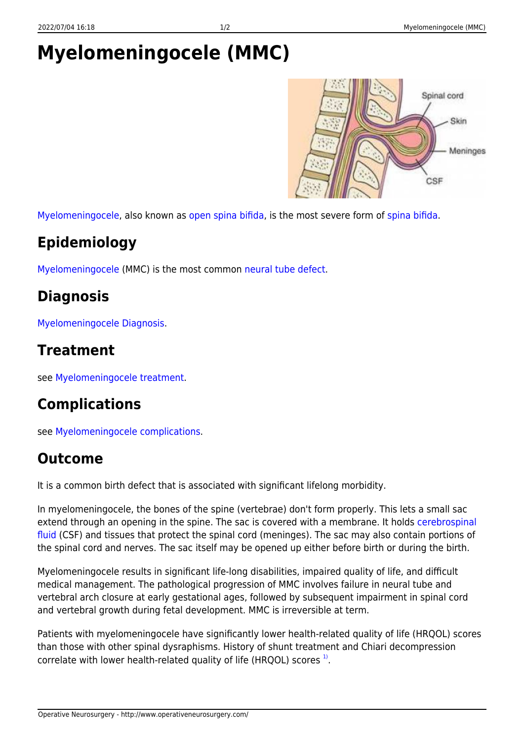# Myelomeningocele (MMC)

Myelomeningocele, also known as open spina bifida, is the most severe form of spina bifida.

## Epidemiology

Myelomeningocele (MMC) is the most common neural tube defect.

## Diagnosis

Myelomeningocele Diagnosis.

## Treatment

see Myelomeningocele treatment.

## Complications

see Myelomeningocele complications.

## Outcome

It is a common birth defect that is associated with significant lifelong morbidity.

In myelomeningocele, the bones of the spine (vertebrae) don't form properly. This lets a small sac extend through an opening in the spine. The sac is covered with a membrane. It holds cerebrospinal fluid (CSF) and tissues that protect the spinal cord (meninges). The sac may also contain portions of the spinal cord and nerves. The sac itself may be opened up either before birth or during the birth.

Myelomeningocele results in significant life-long disabilities, impaired quality of life, and difficult medical management. The pathological progression of MMC involves failure in neural tube and vertebral arch closure at early gestational ages, followed by subsequent impairment in spinal cord and vertebral growth during fetal development. MMC is irreversible at term.

Patients with myelomeningocele have significantly lower health-related quality of life (HRQOL) scores than those with other spinal dysraphisms. History of shunt treatment and Chiari decompression correlate with lower health-related quality of life (HRQOL) scores [1].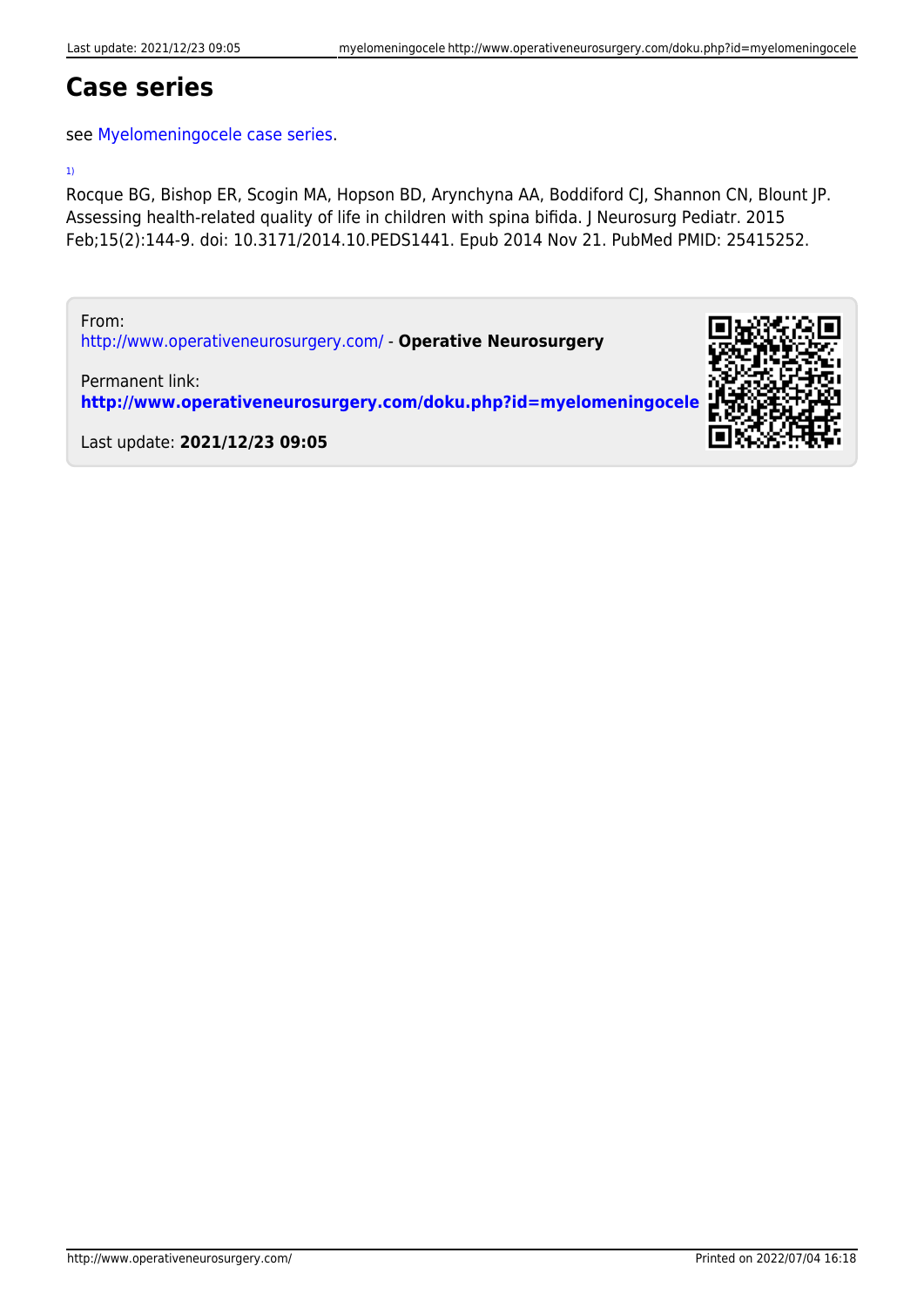## Case series

see Myelomeningocele case series.

[1]

Rocque BG, Bishop ER, Scogin MA, Hopson BD, Arynchyna AA, Boddiford CJ, Shannon CN, Blount JP. Assessing health-related quality of life in children with spina bifida. J Neurosurg Pediatr. 2015 Feb;15(2):144-9. doi: 10.3171/2014.10.PEDS1441. Epub 2014 Nov 21. PubMed PMID: 25415252.

From:
http://www.operativeneurosurgery.com/ - **Operative Neurosurgery**

Permanent link:
**http://www.operativeneurosurgery.com/doku.php?id=myelomeningocele**

Last update: **2021/12/23 09:05**